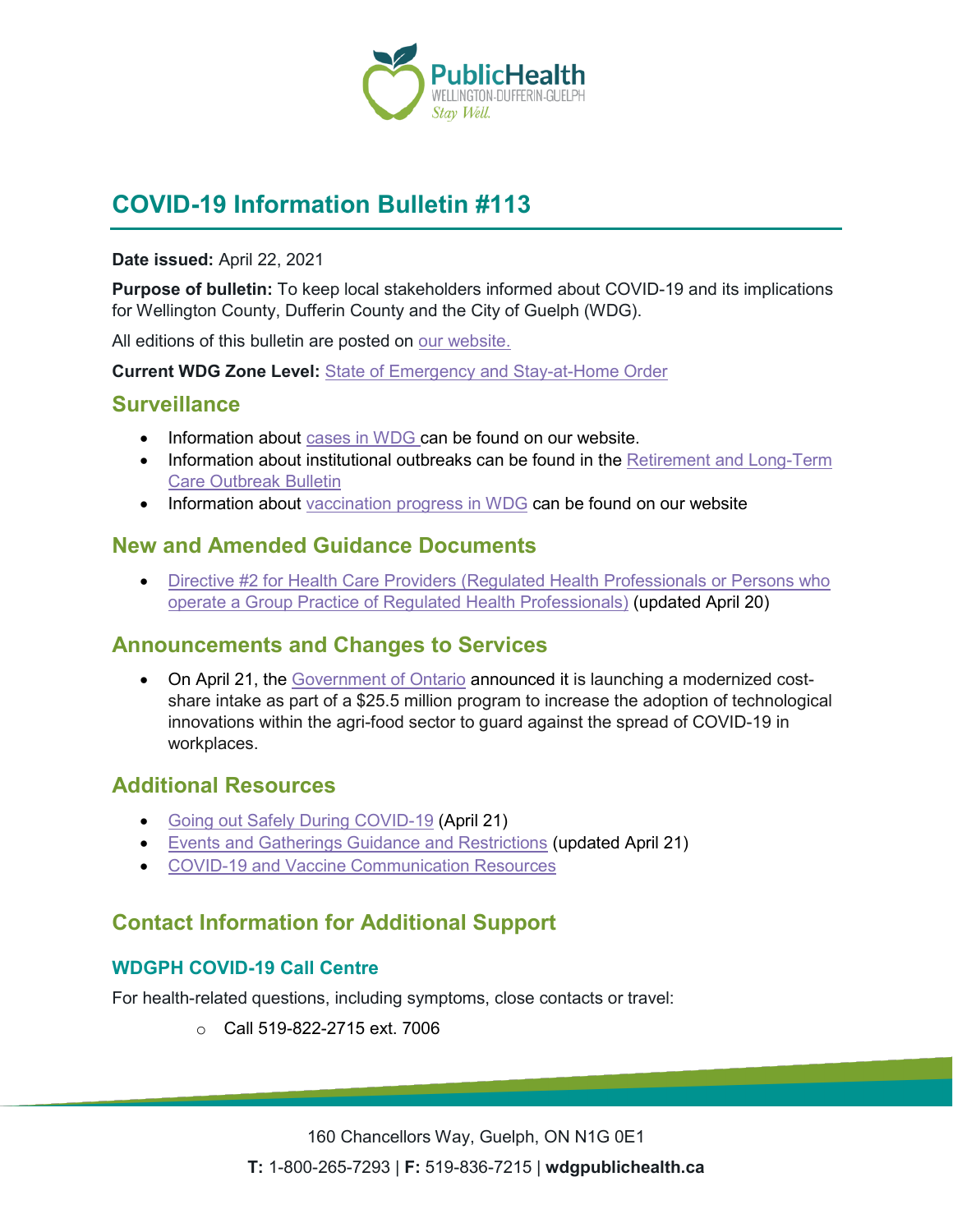# COVID-19 Information Bulletin #113

**Date issued:** April 22, 2021

**Purpose of bulletin:** To keep local stakeholders informed about COVID-19 and its implications for Wellington County, Dufferin County and the City of Guelph (WDG).

All editions of this bulletin are posted on our website.

**Current WDG Zone Level:** State of Emergency and Stay-at-Home Order

## Surveillance

- Information about cases in WDG can be found on our website.
- Information about institutional outbreaks can be found in the Retirement and Long-Term Care Outbreak Bulletin
- Information about vaccination progress in WDG can be found on our website

## New and Amended Guidance Documents

- Directive #2 for Health Care Providers (Regulated Health Professionals or Persons who operate a Group Practice of Regulated Health Professionals) (updated April 20)

## Announcements and Changes to Services

- On April 21, the Government of Ontario announced it is launching a modernized cost-share intake as part of a $25.5 million program to increase the adoption of technological innovations within the agri-food sector to guard against the spread of COVID-19 in workplaces.

## Additional Resources

- Going out Safely During COVID-19 (April 21)
- Events and Gatherings Guidance and Restrictions (updated April 21)
- COVID-19 and Vaccine Communication Resources

## Contact Information for Additional Support

### WDGPH COVID-19 Call Centre

For health-related questions, including symptoms, close contacts or travel:

- Call 519-822-2715 ext. 7006

160 Chancellors Way, Guelph, ON N1G 0E1

**T:** 1-800-265-7293 | **F:** 519-836-7215 | **wdgpublichealth.ca**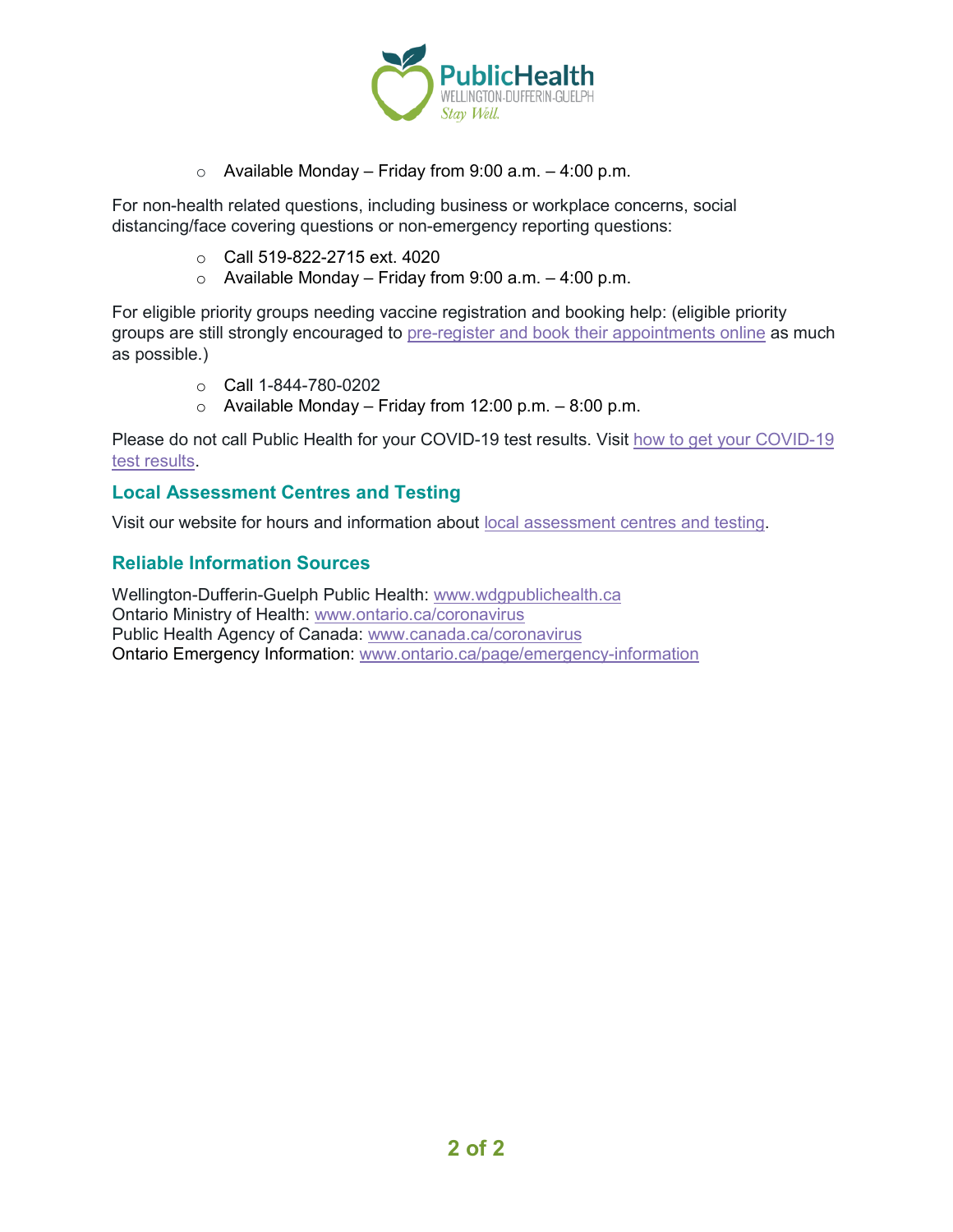- Available Monday – Friday from 9:00 a.m. – 4:00 p.m.

For non-health related questions, including business or workplace concerns, social distancing/face covering questions or non-emergency reporting questions:

- Call 519-822-2715 ext. 4020
- Available Monday – Friday from 9:00 a.m. – 4:00 p.m.

For eligible priority groups needing vaccine registration and booking help: (eligible priority groups are still strongly encouraged to pre-register and book their appointments online as much as possible.)

- Call 1-844-780-0202
- Available Monday – Friday from 12:00 p.m. – 8:00 p.m.

Please do not call Public Health for your COVID-19 test results. Visit how to get your COVID-19 test results.

## Local Assessment Centres and Testing

Visit our website for hours and information about local assessment centres and testing.

## Reliable Information Sources

Wellington-Dufferin-Guelph Public Health: www.wdgpublichealth.ca
Ontario Ministry of Health: www.ontario.ca/coronavirus
Public Health Agency of Canada: www.canada.ca/coronavirus
Ontario Emergency Information: www.ontario.ca/page/emergency-information